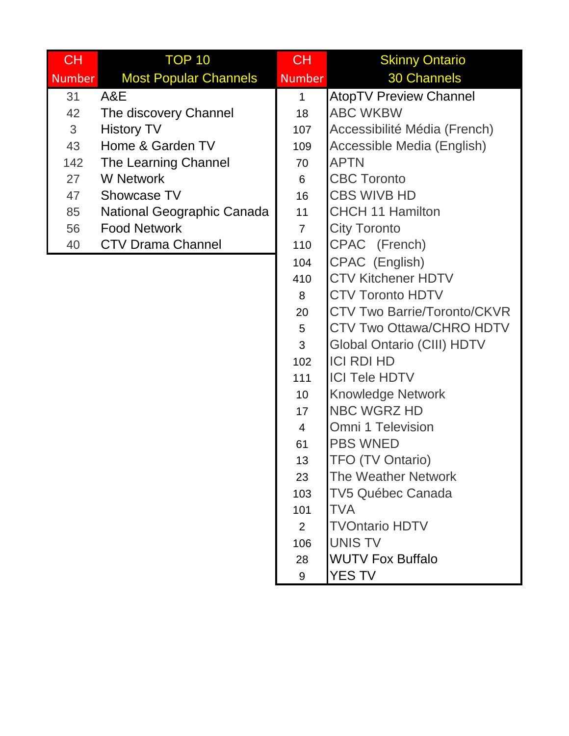| CH Number | TOP 10 Most Popular Channels |
|---|---|
| 31 | A&E |
| 42 | The discovery Channel |
| 3 | History TV |
| 43 | Home & Garden TV |
| 142 | The Learning Channel |
| 27 | W Network |
| 47 | Showcase TV |
| 85 | National Geographic Canada |
| 56 | Food Network |
| 40 | CTV Drama Channel |

| CH Number | Skinny Ontario 30 Channels |
|---|---|
| 1 | AtopTV Preview Channel |
| 18 | ABC WKBW |
| 107 | Accessibilité Média (French) |
| 109 | Accessible Media (English) |
| 70 | APTN |
| 6 | CBC Toronto |
| 16 | CBS WIVB HD |
| 11 | CHCH 11 Hamilton |
| 7 | City Toronto |
| 110 | CPAC (French) |
| 104 | CPAC (English) |
| 410 | CTV Kitchener HDTV |
| 8 | CTV Toronto HDTV |
| 20 | CTV Two Barrie/Toronto/CKVR |
| 5 | CTV Two Ottawa/CHRO HDTV |
| 3 | Global Ontario (CIII) HDTV |
| 102 | ICI RDI HD |
| 111 | ICI Tele HDTV |
| 10 | Knowledge Network |
| 17 | NBC WGRZ HD |
| 4 | Omni 1 Television |
| 61 | PBS WNED |
| 13 | TFO (TV Ontario) |
| 23 | The Weather Network |
| 103 | TV5 Québec Canada |
| 101 | TVA |
| 2 | TVOntario HDTV |
| 106 | UNIS TV |
| 28 | WUTV Fox Buffalo |
| 9 | YES TV |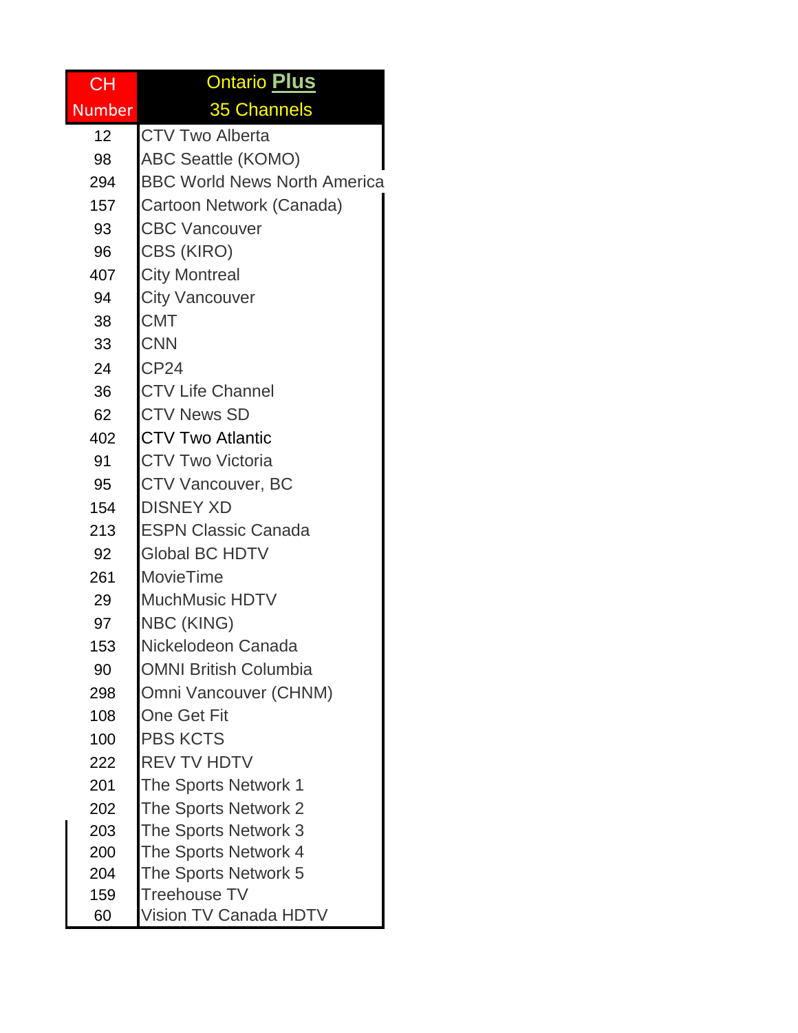| CH Number | Ontario **Plus** 35 Channels |
|---|---|
| 12 | CTV Two Alberta |
| 98 | ABC Seattle (KOMO) |
| 294 | BBC World News North America |
| 157 | Cartoon Network (Canada) |
| 93 | CBC Vancouver |
| 96 | CBS (KIRO) |
| 407 | City Montreal |
| 94 | City Vancouver |
| 38 | CMT |
| 33 | CNN |
| 24 | CP24 |
| 36 | CTV Life Channel |
| 62 | CTV News SD |
| 402 | CTV Two Atlantic |
| 91 | CTV Two Victoria |
| 95 | CTV Vancouver, BC |
| 154 | DISNEY XD |
| 213 | ESPN Classic Canada |
| 92 | Global BC HDTV |
| 261 | MovieTime |
| 29 | MuchMusic HDTV |
| 97 | NBC (KING) |
| 153 | Nickelodeon Canada |
| 90 | OMNI British Columbia |
| 298 | Omni Vancouver (CHNM) |
| 108 | One Get Fit |
| 100 | PBS KCTS |
| 222 | REV TV HDTV |
| 201 | The Sports Network 1 |
| 202 | The Sports Network 2 |
| 203 | The Sports Network 3 |
| 200 | The Sports Network 4 |
| 204 | The Sports Network 5 |
| 159 | Treehouse TV |
| 60 | Vision TV Canada HDTV |